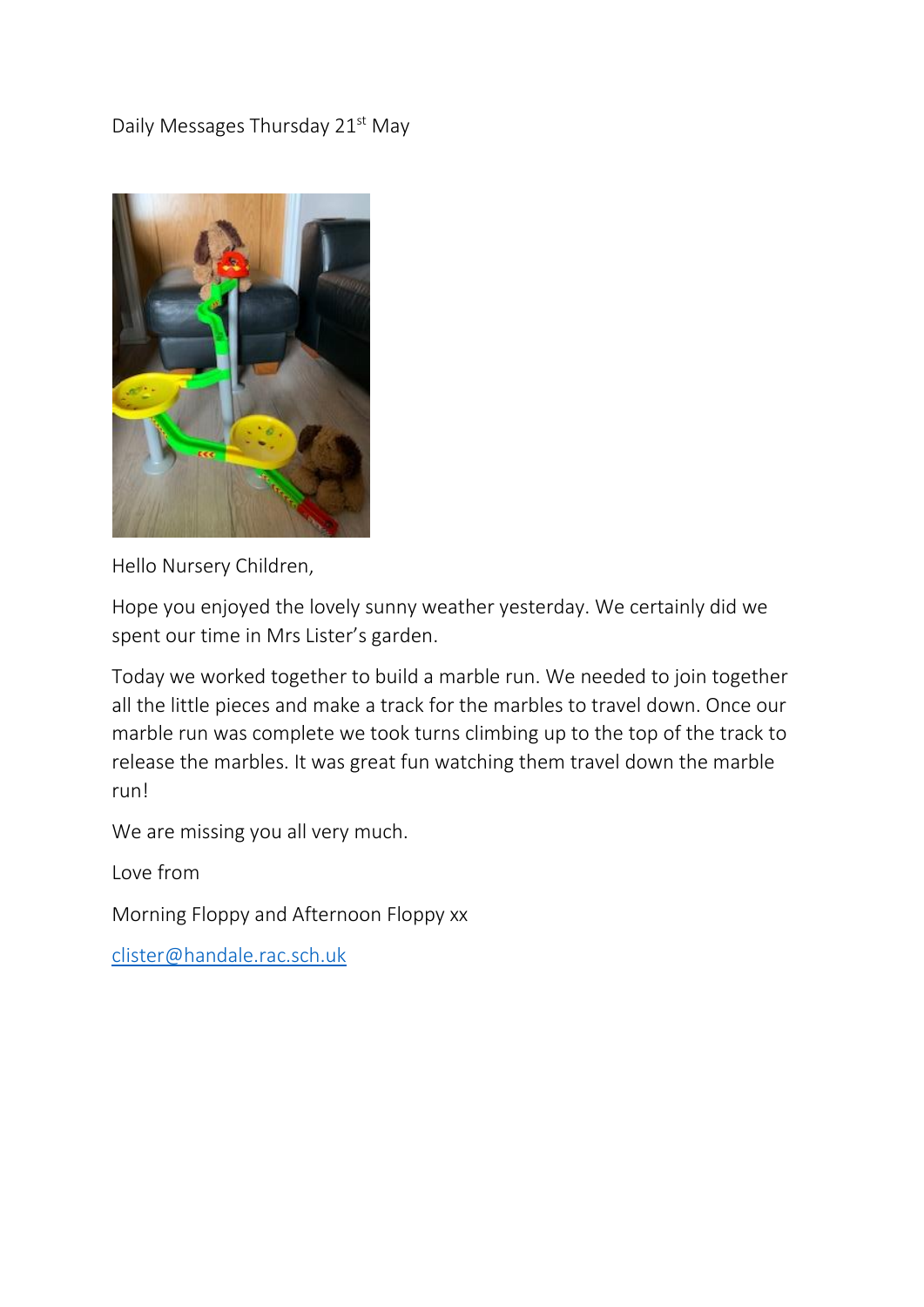Daily Messages Thursday 21st May

Hello Nursery Children,

Hope you enjoyed the lovely sunny weather yesterday. We certainly did we spent our time in Mrs Lister's garden.

Today we worked together to build a marble run. We needed to join together all the little pieces and make a track for the marbles to travel down. Once our marble run was complete we took turns climbing up to the top of the track to release the marbles. It was great fun watching them travel down the marble run!

We are missing you all very much.

Love from

Morning Floppy and Afternoon Floppy xx

clister@handale.rac.sch.uk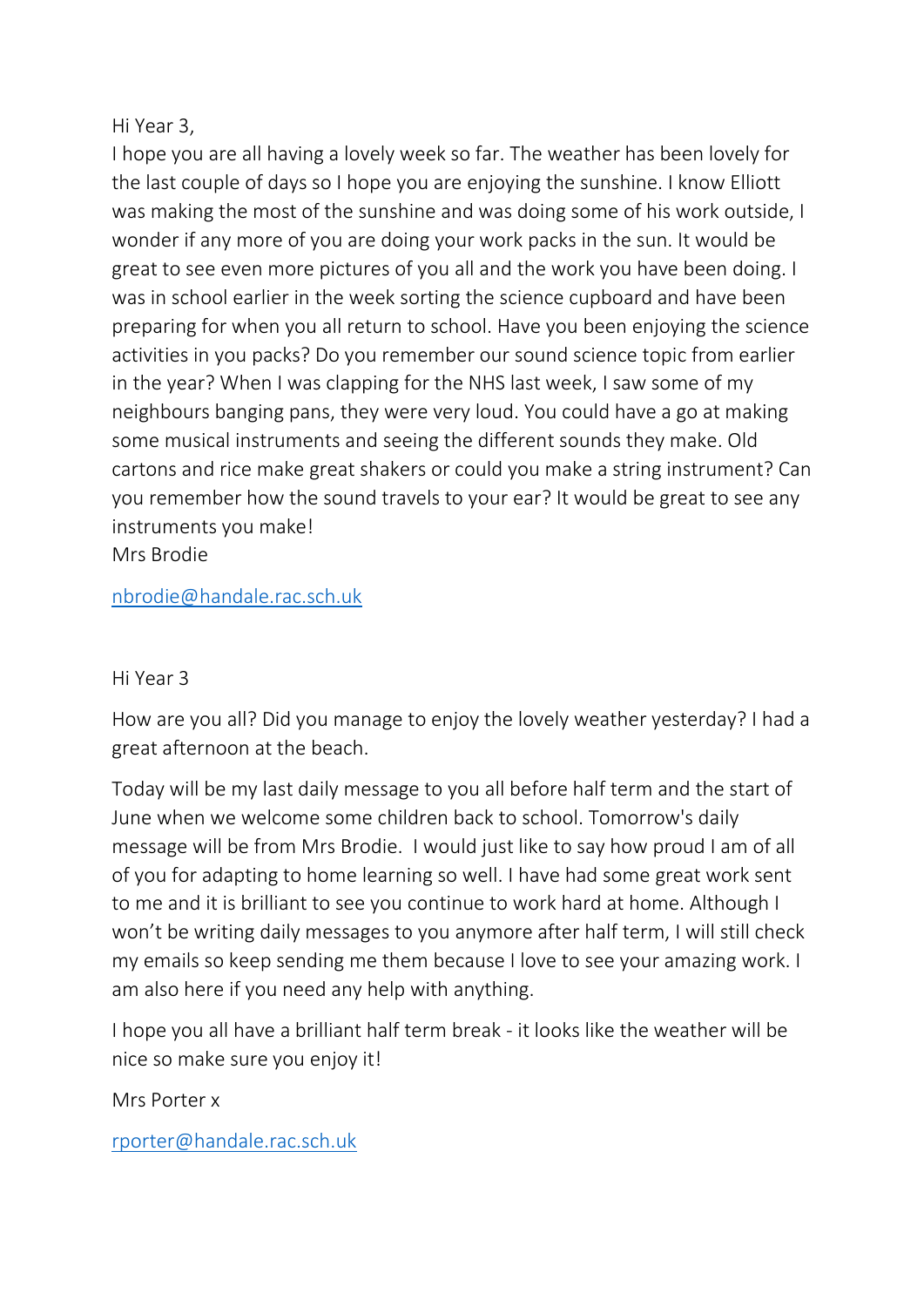Hi Year 3,

I hope you are all having a lovely week so far. The weather has been lovely for the last couple of days so I hope you are enjoying the sunshine. I know Elliott was making the most of the sunshine and was doing some of his work outside, I wonder if any more of you are doing your work packs in the sun. It would be great to see even more pictures of you all and the work you have been doing. I was in school earlier in the week sorting the science cupboard and have been preparing for when you all return to school. Have you been enjoying the science activities in you packs? Do you remember our sound science topic from earlier in the year? When I was clapping for the NHS last week, I saw some of my neighbours banging pans, they were very loud. You could have a go at making some musical instruments and seeing the different sounds they make. Old cartons and rice make great shakers or could you make a string instrument? Can you remember how the sound travels to your ear? It would be great to see any instruments you make!

Mrs Brodie

nbrodie@handale.rac.sch.uk

Hi Year 3

How are you all? Did you manage to enjoy the lovely weather yesterday? I had a great afternoon at the beach.

Today will be my last daily message to you all before half term and the start of June when we welcome some children back to school. Tomorrow's daily message will be from Mrs Brodie. I would just like to say how proud I am of all of you for adapting to home learning so well. I have had some great work sent to me and it is brilliant to see you continue to work hard at home. Although I won't be writing daily messages to you anymore after half term, I will still check my emails so keep sending me them because I love to see your amazing work. I am also here if you need any help with anything.

I hope you all have a brilliant half term break - it looks like the weather will be nice so make sure you enjoy it!

Mrs Porter x

rporter@handale.rac.sch.uk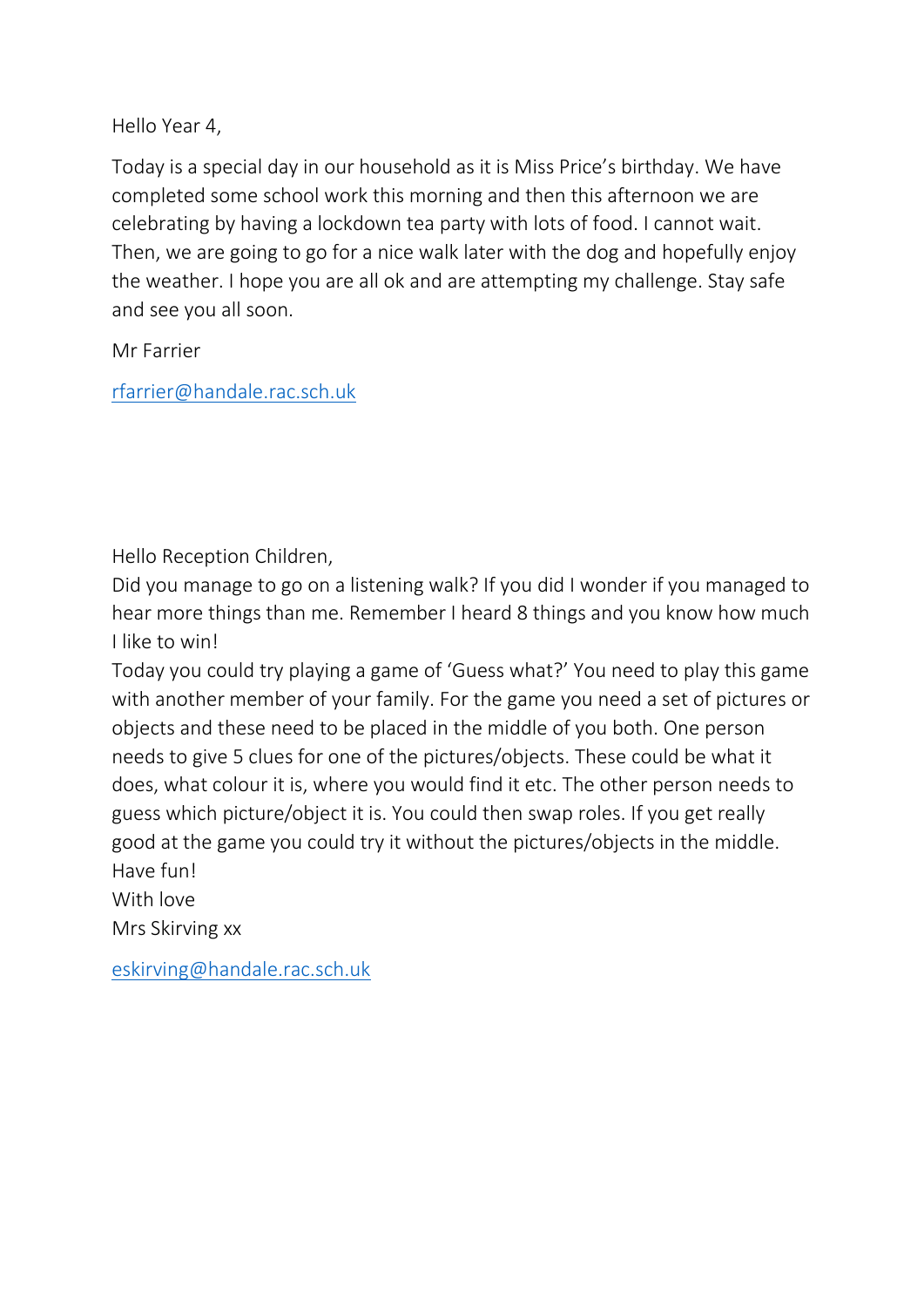Hello Year 4,

Today is a special day in our household as it is Miss Price's birthday. We have completed some school work this morning and then this afternoon we are celebrating by having a lockdown tea party with lots of food. I cannot wait. Then, we are going to go for a nice walk later with the dog and hopefully enjoy the weather. I hope you are all ok and are attempting my challenge. Stay safe and see you all soon.

Mr Farrier

rfarrier@handale.rac.sch.uk

Hello Reception Children,

Did you manage to go on a listening walk? If you did I wonder if you managed to hear more things than me. Remember I heard 8 things and you know how much I like to win!

Today you could try playing a game of 'Guess what?' You need to play this game with another member of your family. For the game you need a set of pictures or objects and these need to be placed in the middle of you both. One person needs to give 5 clues for one of the pictures/objects. These could be what it does, what colour it is, where you would find it etc. The other person needs to guess which picture/object it is. You could then swap roles. If you get really good at the game you could try it without the pictures/objects in the middle.

Have fun!

With love

Mrs Skirving xx

eskirving@handale.rac.sch.uk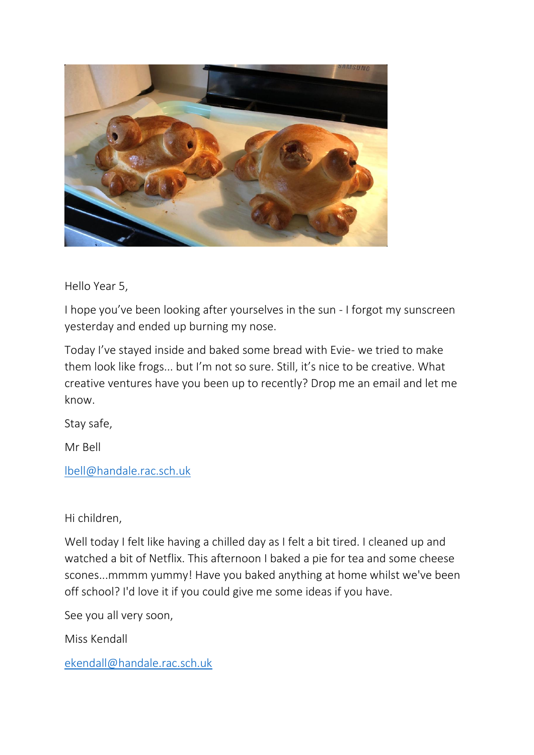Hello Year 5,

I hope you've been looking after yourselves in the sun - I forgot my sunscreen yesterday and ended up burning my nose.

Today I've stayed inside and baked some bread with Evie- we tried to make them look like frogs... but I'm not so sure. Still, it's nice to be creative. What creative ventures have you been up to recently? Drop me an email and let me know.

Stay safe,

Mr Bell

lbell@handale.rac.sch.uk

Hi children,

Well today I felt like having a chilled day as I felt a bit tired. I cleaned up and watched a bit of Netflix. This afternoon I baked a pie for tea and some cheese scones...mmmm yummy! Have you baked anything at home whilst we've been off school? I'd love it if you could give me some ideas if you have.

See you all very soon,

Miss Kendall

ekendall@handale.rac.sch.uk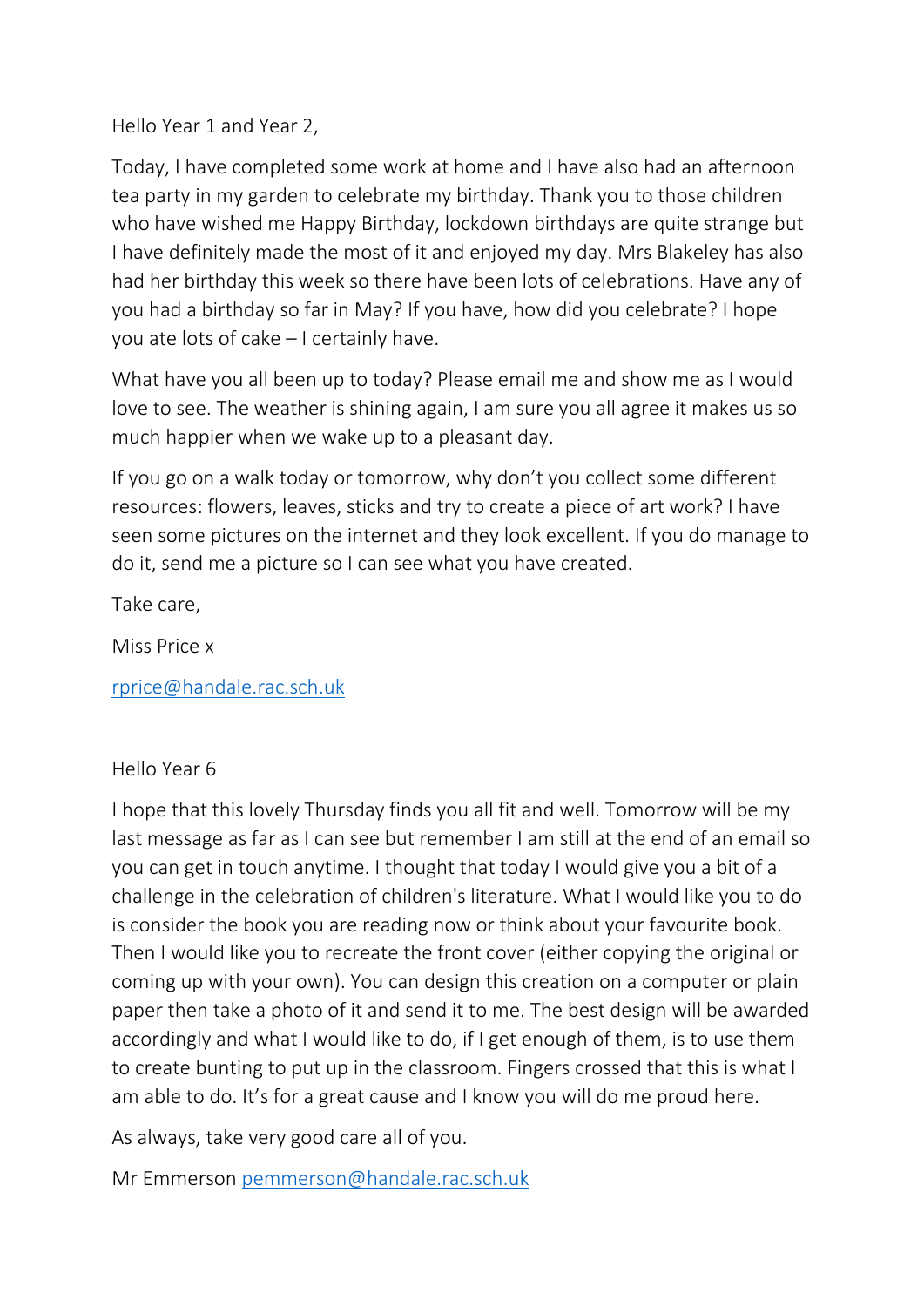Hello Year 1 and Year 2,

Today, I have completed some work at home and I have also had an afternoon tea party in my garden to celebrate my birthday. Thank you to those children who have wished me Happy Birthday, lockdown birthdays are quite strange but I have definitely made the most of it and enjoyed my day. Mrs Blakeley has also had her birthday this week so there have been lots of celebrations. Have any of you had a birthday so far in May? If you have, how did you celebrate? I hope you ate lots of cake – I certainly have.

What have you all been up to today? Please email me and show me as I would love to see. The weather is shining again, I am sure you all agree it makes us so much happier when we wake up to a pleasant day.

If you go on a walk today or tomorrow, why don't you collect some different resources: flowers, leaves, sticks and try to create a piece of art work? I have seen some pictures on the internet and they look excellent. If you do manage to do it, send me a picture so I can see what you have created.

Take care,

Miss Price x

rprice@handale.rac.sch.uk

Hello Year 6

I hope that this lovely Thursday finds you all fit and well. Tomorrow will be my last message as far as I can see but remember I am still at the end of an email so you can get in touch anytime. I thought that today I would give you a bit of a challenge in the celebration of children's literature. What I would like you to do is consider the book you are reading now or think about your favourite book. Then I would like you to recreate the front cover (either copying the original or coming up with your own). You can design this creation on a computer or plain paper then take a photo of it and send it to me. The best design will be awarded accordingly and what I would like to do, if I get enough of them, is to use them to create bunting to put up in the classroom. Fingers crossed that this is what I am able to do. It's for a great cause and I know you will do me proud here.

As always, take very good care all of you.

Mr Emmerson pemmerson@handale.rac.sch.uk